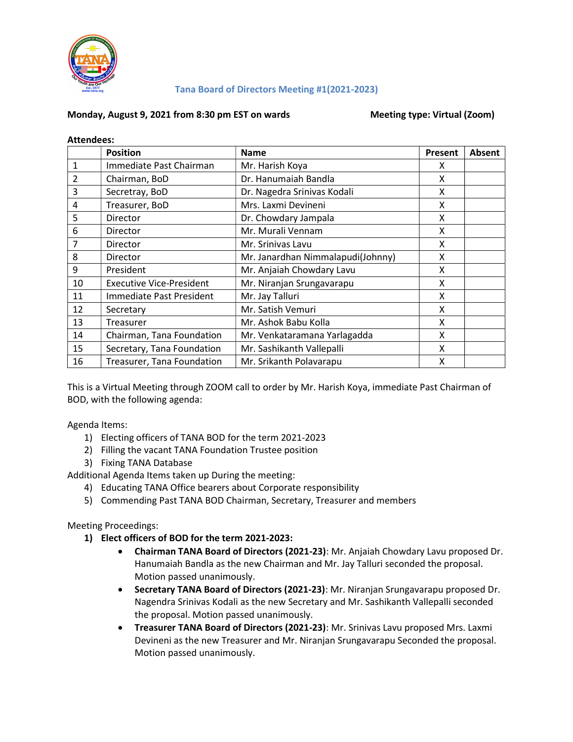# Tana Board of Directors Meeting #1(2021-2023)

**Monday, August 9, 2021 from 8:30 pm EST on wards** **Meeting type: Virtual (Zoom)**

**Attendees:**

| | Position | Name | Present | Absent |
|---|---|---|---|---|
| 1 | Immediate Past Chairman | Mr. Harish Koya | X | |
| 2 | Chairman, BoD | Dr. Hanumaiah Bandla | X | |
| 3 | Secretray, BoD | Dr. Nagedra Srinivas Kodali | X | |
| 4 | Treasurer, BoD | Mrs. Laxmi Devineni | X | |
| 5 | Director | Dr. Chowdary Jampala | X | |
| 6 | Director | Mr. Murali Vennam | X | |
| 7 | Director | Mr. Srinivas Lavu | X | |
| 8 | Director | Mr. Janardhan Nimmalapudi(Johnny) | X | |
| 9 | President | Mr. Anjaiah Chowdary Lavu | X | |
| 10 | Executive Vice-President | Mr. Niranjan Srungavarapu | X | |
| 11 | Immediate Past President | Mr. Jay Talluri | X | |
| 12 | Secretary | Mr. Satish Vemuri | X | |
| 13 | Treasurer | Mr. Ashok Babu Kolla | X | |
| 14 | Chairman, Tana Foundation | Mr. Venkataramana Yarlagadda | X | |
| 15 | Secretary, Tana Foundation | Mr. Sashikanth Vallepalli | X | |
| 16 | Treasurer, Tana Foundation | Mr. Srikanth Polavarapu | X | |

This is a Virtual Meeting through ZOOM call to order by Mr. Harish Koya, immediate Past Chairman of BOD, with the following agenda:

Agenda Items:

1) Electing officers of TANA BOD for the term 2021-2023
2) Filling the vacant TANA Foundation Trustee position
3) Fixing TANA Database

Additional Agenda Items taken up During the meeting:

4) Educating TANA Office bearers about Corporate responsibility
5) Commending Past TANA BOD Chairman, Secretary, Treasurer and members

Meeting Proceedings:

1) **Elect officers of BOD for the term 2021-2023:**
   - **Chairman TANA Board of Directors (2021-23)**: Mr. Anjaiah Chowdary Lavu proposed Dr. Hanumaiah Bandla as the new Chairman and Mr. Jay Talluri seconded the proposal. Motion passed unanimously.
   - **Secretary TANA Board of Directors (2021-23)**: Mr. Niranjan Srungavarapu proposed Dr. Nagendra Srinivas Kodali as the new Secretary and Mr. Sashikanth Vallepalli seconded the proposal. Motion passed unanimously.
   - **Treasurer TANA Board of Directors (2021-23)**: Mr. Srinivas Lavu proposed Mrs. Laxmi Devineni as the new Treasurer and Mr. Niranjan Srungavarapu Seconded the proposal. Motion passed unanimously.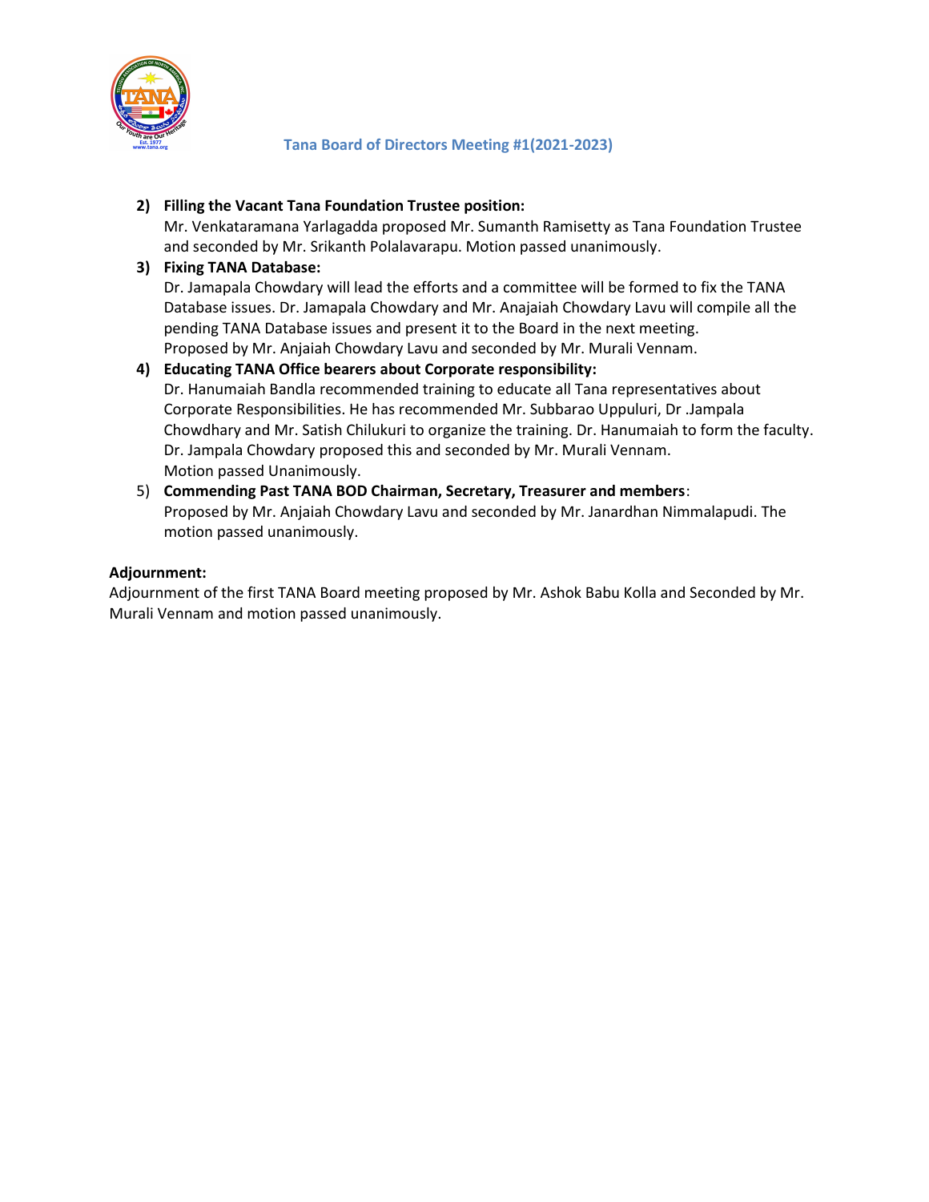2) **Filling the Vacant Tana Foundation Trustee position:**
   Mr. Venkataramana Yarlagadda proposed Mr. Sumanth Ramisetty as Tana Foundation Trustee and seconded by Mr. Srikanth Polalavarapu. Motion passed unanimously.
3) **Fixing TANA Database:**
   Dr. Jamapala Chowdary will lead the efforts and a committee will be formed to fix the TANA Database issues. Dr. Jamapala Chowdary and Mr. Anajaiah Chowdary Lavu will compile all the pending TANA Database issues and present it to the Board in the next meeting.
   Proposed by Mr. Anjaiah Chowdary Lavu and seconded by Mr. Murali Vennam.
4) **Educating TANA Office bearers about Corporate responsibility:**
   Dr. Hanumaiah Bandla recommended training to educate all Tana representatives about Corporate Responsibilities. He has recommended Mr. Subbarao Uppuluri, Dr .Jampala Chowdhary and Mr. Satish Chilukuri to organize the training. Dr. Hanumaiah to form the faculty.
   Dr. Jampala Chowdary proposed this and seconded by Mr. Murali Vennam.
   Motion passed Unanimously.
5) **Commending Past TANA BOD Chairman, Secretary, Treasurer and members**:
   Proposed by Mr. Anjaiah Chowdary Lavu and seconded by Mr. Janardhan Nimmalapudi. The motion passed unanimously.

**Adjournment:**

Adjournment of the first TANA Board meeting proposed by Mr. Ashok Babu Kolla and Seconded by Mr. Murali Vennam and motion passed unanimously.